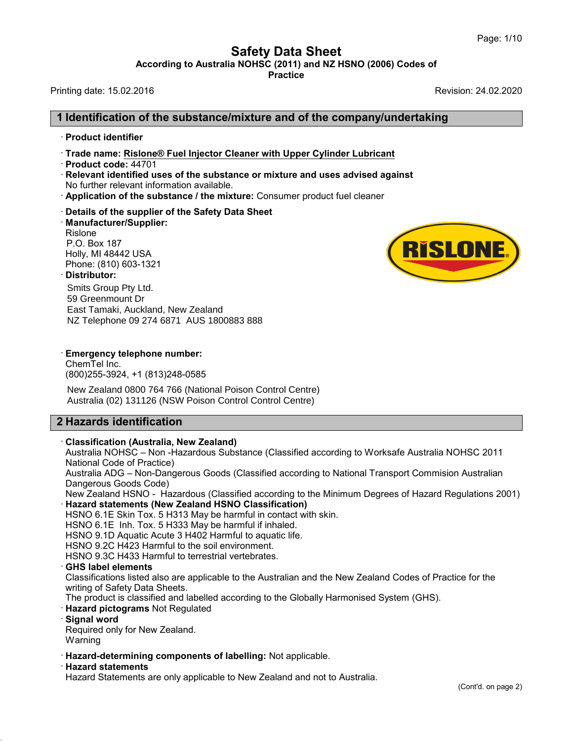# Safety Data Sheet

**According to Australia NOHSC (2011) and NZ HSNO (2006) Codes of Practice**

Printing date: 15.02.2016 Revision: 24.02.2020

## 1 Identification of the substance/mixture and of the company/undertaking

· **Product identifier**

· **Trade name: Rislone® Fuel Injector Cleaner with Upper Cylinder Lubricant**

· **Product code:** 44701

· **Relevant identified uses of the substance or mixture and uses advised against**
No further relevant information available.

· **Application of the substance / the mixture:** Consumer product fuel cleaner

· **Details of the supplier of the Safety Data Sheet**

· **Manufacturer/Supplier:**
Rislone
P.O. Box 187
Holly, MI 48442 USA
Phone: (810) 603-1321

· **Distributor:**
Smits Group Pty Ltd.
59 Greenmount Dr
East Tamaki, Auckland, New Zealand
NZ Telephone 09 274 6871 AUS 1800883 888

· **Emergency telephone number:**
ChemTel Inc.
(800)255-3924, +1 (813)248-0585

New Zealand 0800 764 766 (National Poison Control Centre)
Australia (02) 131126 (NSW Poison Control Control Centre)

## 2 Hazards identification

· **Classification (Australia, New Zealand)**
Australia NOHSC – Non -Hazardous Substance (Classified according to Worksafe Australia NOHSC 2011 National Code of Practice)
Australia ADG – Non-Dangerous Goods (Classified according to National Transport Commision Australian Dangerous Goods Code)
New Zealand HSNO - Hazardous (Classified according to the Minimum Degrees of Hazard Regulations 2001)

· **Hazard statements (New Zealand HSNO Classification)**
HSNO 6.1E Skin Tox. 5 H313 May be harmful in contact with skin.
HSNO 6.1E Inh. Tox. 5 H333 May be harmful if inhaled.
HSNO 9.1D Aquatic Acute 3 H402 Harmful to aquatic life.
HSNO 9.2C H423 Harmful to the soil environment.
HSNO 9.3C H433 Harmful to terrestrial vertebrates.

· **GHS label elements**
Classifications listed also are applicable to the Australian and the New Zealand Codes of Practice for the writing of Safety Data Sheets.
The product is classified and labelled according to the Globally Harmonised System (GHS).

· **Hazard pictograms** Not Regulated

· **Signal word**
Required only for New Zealand.
Warning

· **Hazard-determining components of labelling:** Not applicable.

· **Hazard statements**
Hazard Statements are only applicable to New Zealand and not to Australia.

(Cont'd. on page 2)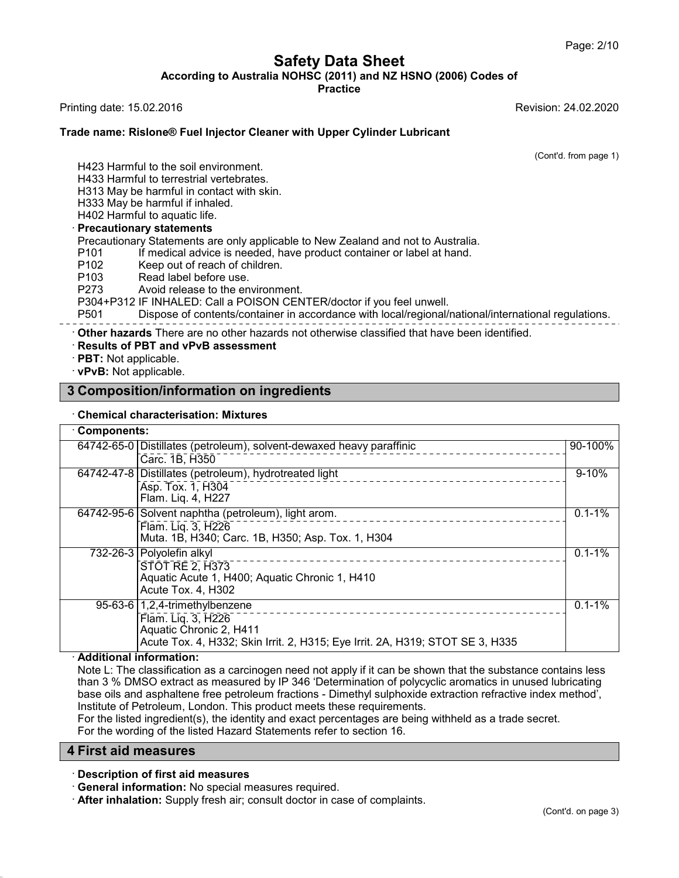(Cont'd. from page 1)

H423 Harmful to the soil environment.
H433 Harmful to terrestrial vertebrates.
H313 May be harmful in contact with skin.
H333 May be harmful if inhaled.
H402 Harmful to aquatic life.

· **Precautionary statements**

Precautionary Statements are only applicable to New Zealand and not to Australia.

P101 If medical advice is needed, have product container or label at hand.
P102 Keep out of reach of children.
P103 Read label before use.
P273 Avoid release to the environment.
P304+P312 IF INHALED: Call a POISON CENTER/doctor if you feel unwell.
P501 Dispose of contents/container in accordance with local/regional/national/international regulations.

· **Other hazards** There are no other hazards not otherwise classified that have been identified.

· **Results of PBT and vPvB assessment**

· **PBT:** Not applicable.

· **vPvB:** Not applicable.

## 3 Composition/information on ingredients

· **Chemical characterisation: Mixtures**

| · **Components:** | | |
|---|---|---|
| 64742-65-0 | Distillates (petroleum), solvent-dewaxed heavy paraffinic<br>Carc. 1B, H350 | 90-100% |
| 64742-47-8 | Distillates (petroleum), hydrotreated light<br>Asp. Tox. 1, H304<br>Flam. Liq. 4, H227 | 9-10% |
| 64742-95-6 | Solvent naphtha (petroleum), light arom.<br>Flam. Liq. 3, H226<br>Muta. 1B, H340; Carc. 1B, H350; Asp. Tox. 1, H304 | 0.1-1% |
| 732-26-3 | Polyolefin alkyl<br>STOT RE 2, H373<br>Aquatic Acute 1, H400; Aquatic Chronic 1, H410<br>Acute Tox. 4, H302 | 0.1-1% |
| 95-63-6 | 1,2,4-trimethylbenzene<br>Flam. Liq. 3, H226<br>Aquatic Chronic 2, H411<br>Acute Tox. 4, H332; Skin Irrit. 2, H315; Eye Irrit. 2A, H319; STOT SE 3, H335 | 0.1-1% |

· **Additional information:**

Note L: The classification as a carcinogen need not apply if it can be shown that the substance contains less than 3 % DMSO extract as measured by IP 346 'Determination of polycyclic aromatics in unused lubricating base oils and asphaltene free petroleum fractions - Dimethyl sulphoxide extraction refractive index method', Institute of Petroleum, London. This product meets these requirements.
For the listed ingredient(s), the identity and exact percentages are being withheld as a trade secret.
For the wording of the listed Hazard Statements refer to section 16.

## 4 First aid measures

· **Description of first aid measures**

· **General information:** No special measures required.

· **After inhalation:** Supply fresh air; consult doctor in case of complaints.

(Cont'd. on page 3)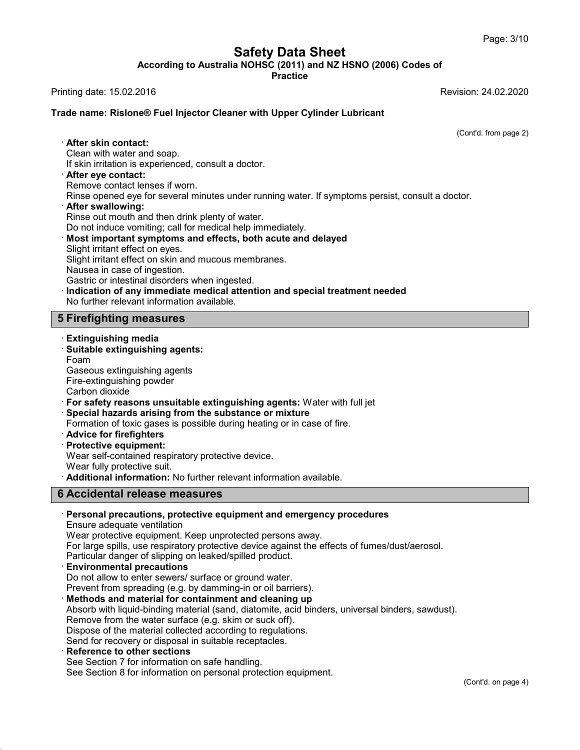(Cont'd. from page 2)

· **After skin contact:**
Clean with water and soap.
If skin irritation is experienced, consult a doctor.

· **After eye contact:**
Remove contact lenses if worn.
Rinse opened eye for several minutes under running water. If symptoms persist, consult a doctor.

· **After swallowing:**
Rinse out mouth and then drink plenty of water.
Do not induce vomiting; call for medical help immediately.

· **Most important symptoms and effects, both acute and delayed**
Slight irritant effect on eyes.
Slight irritant effect on skin and mucous membranes.
Nausea in case of ingestion.
Gastric or intestinal disorders when ingested.

· **Indication of any immediate medical attention and special treatment needed**
No further relevant information available.

## 5 Firefighting measures

· **Extinguishing media**

· **Suitable extinguishing agents:**
Foam
Gaseous extinguishing agents
Fire-extinguishing powder
Carbon dioxide

· **For safety reasons unsuitable extinguishing agents:** Water with full jet

· **Special hazards arising from the substance or mixture**
Formation of toxic gases is possible during heating or in case of fire.

· **Advice for firefighters**

· **Protective equipment:**
Wear self-contained respiratory protective device.
Wear fully protective suit.

· **Additional information:** No further relevant information available.

## 6 Accidental release measures

· **Personal precautions, protective equipment and emergency procedures**
Ensure adequate ventilation
Wear protective equipment. Keep unprotected persons away.
For large spills, use respiratory protective device against the effects of fumes/dust/aerosol.
Particular danger of slipping on leaked/spilled product.

· **Environmental precautions**
Do not allow to enter sewers/ surface or ground water.
Prevent from spreading (e.g. by damming-in or oil barriers).

· **Methods and material for containment and cleaning up**
Absorb with liquid-binding material (sand, diatomite, acid binders, universal binders, sawdust).
Remove from the water surface (e.g. skim or suck off).
Dispose of the material collected according to regulations.
Send for recovery or disposal in suitable receptacles.

· **Reference to other sections**
See Section 7 for information on safe handling.
See Section 8 for information on personal protection equipment.

(Cont'd. on page 4)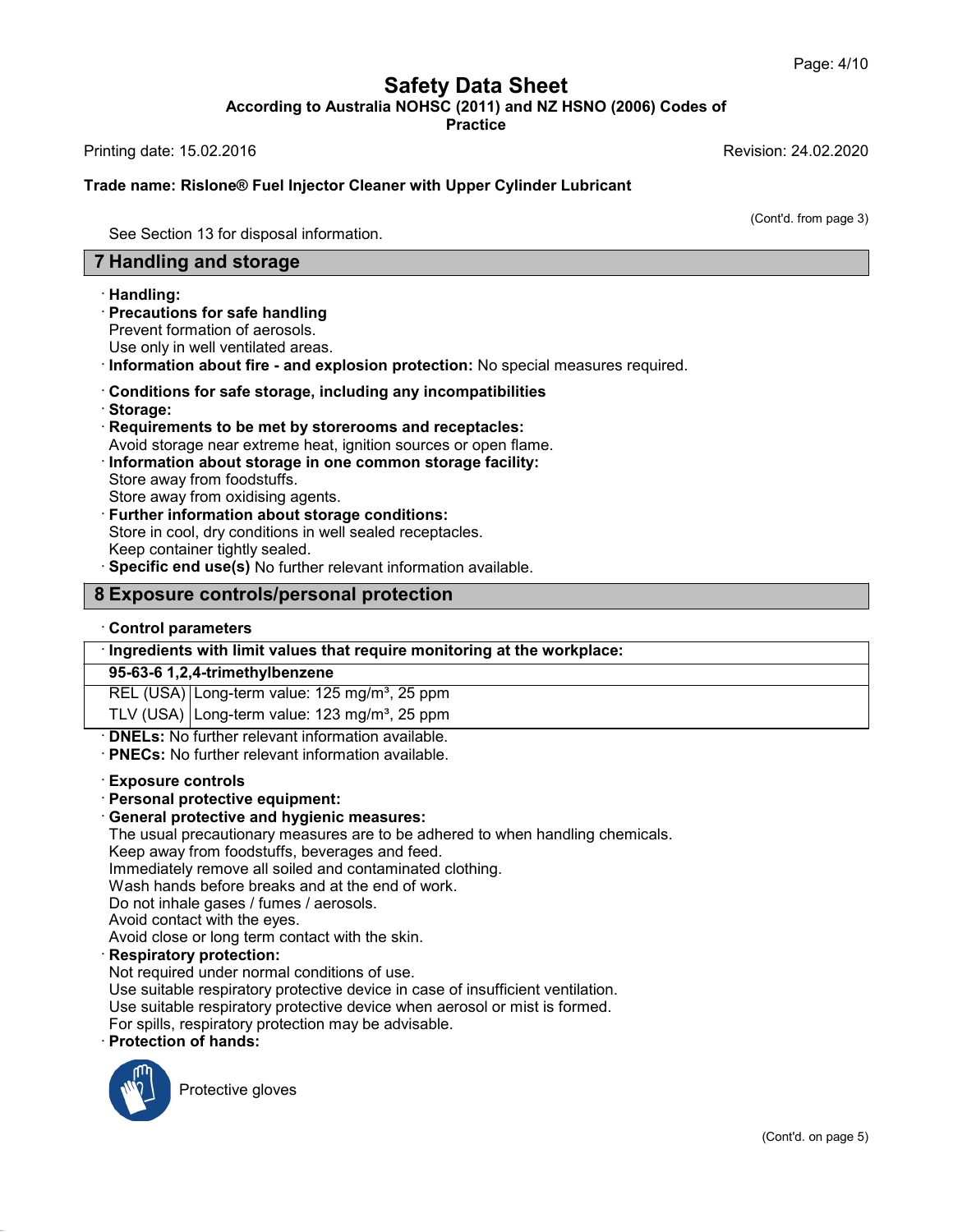(Cont'd. from page 3)

See Section 13 for disposal information.

## 7 Handling and storage

· **Handling:**
· **Precautions for safe handling**
Prevent formation of aerosols.
Use only in well ventilated areas.
· **Information about fire - and explosion protection:** No special measures required.

· **Conditions for safe storage, including any incompatibilities**
· **Storage:**
· **Requirements to be met by storerooms and receptacles:**
Avoid storage near extreme heat, ignition sources or open flame.
· **Information about storage in one common storage facility:**
Store away from foodstuffs.
Store away from oxidising agents.
· **Further information about storage conditions:**
Store in cool, dry conditions in well sealed receptacles.
Keep container tightly sealed.
· **Specific end use(s)** No further relevant information available.

## 8 Exposure controls/personal protection

· **Control parameters**

| · **Ingredients with limit values that require monitoring at the workplace:** | |
|---|---|
| **95-63-6 1,2,4-trimethylbenzene** | |
| REL (USA) | Long-term value: 125 mg/m³, 25 ppm |
| TLV (USA) | Long-term value: 123 mg/m³, 25 ppm |

· **DNELs:** No further relevant information available.
· **PNECs:** No further relevant information available.

· **Exposure controls**
· **Personal protective equipment:**
· **General protective and hygienic measures:**
The usual precautionary measures are to be adhered to when handling chemicals.
Keep away from foodstuffs, beverages and feed.
Immediately remove all soiled and contaminated clothing.
Wash hands before breaks and at the end of work.
Do not inhale gases / fumes / aerosols.
Avoid contact with the eyes.
Avoid close or long term contact with the skin.
· **Respiratory protection:**
Not required under normal conditions of use.
Use suitable respiratory protective device in case of insufficient ventilation.
Use suitable respiratory protective device when aerosol or mist is formed.
For spills, respiratory protection may be advisable.
· **Protection of hands:**

Protective gloves

(Cont'd. on page 5)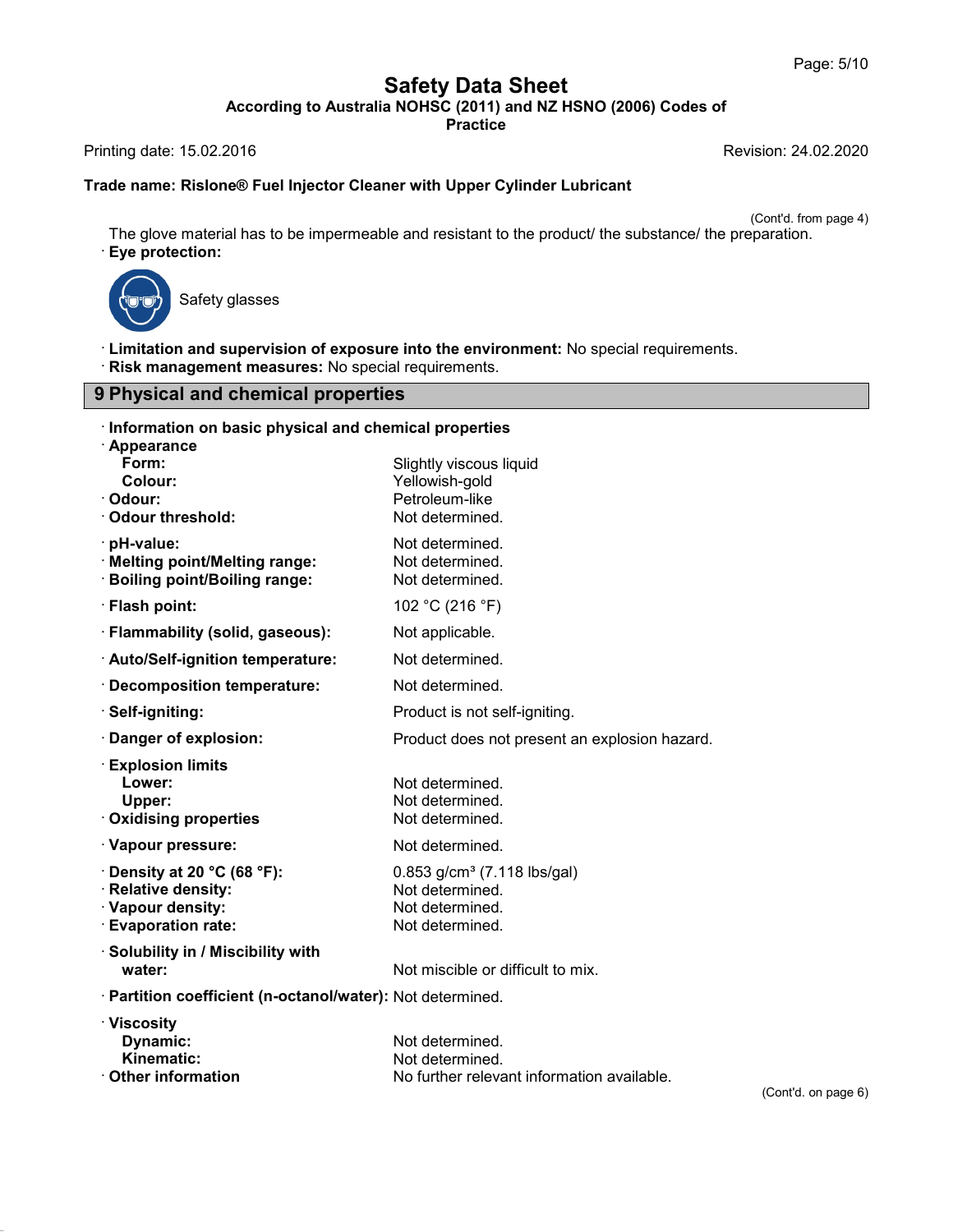(Cont'd. from page 4)

The glove material has to be impermeable and resistant to the product/ the substance/ the preparation.

· **Eye protection:**

Safety glasses

· **Limitation and supervision of exposure into the environment:** No special requirements.
· **Risk management measures:** No special requirements.

## 9 Physical and chemical properties

· **Information on basic physical and chemical properties**

| | |
|---|---|
| · **Appearance** | |
| **Form:** | Slightly viscous liquid |
| **Colour:** | Yellowish-gold |
| · **Odour:** | Petroleum-like |
| · **Odour threshold:** | Not determined. |
| · **pH-value:** | Not determined. |
| · **Melting point/Melting range:** | Not determined. |
| · **Boiling point/Boiling range:** | Not determined. |
| · **Flash point:** | 102 °C (216 °F) |
| · **Flammability (solid, gaseous):** | Not applicable. |
| · **Auto/Self-ignition temperature:** | Not determined. |
| · **Decomposition temperature:** | Not determined. |
| · **Self-igniting:** | Product is not self-igniting. |
| · **Danger of explosion:** | Product does not present an explosion hazard. |
| · **Explosion limits** | |
| **Lower:** | Not determined. |
| **Upper:** | Not determined. |
| · **Oxidising properties** | Not determined. |
| · **Vapour pressure:** | Not determined. |
| · **Density at 20 °C (68 °F):** | 0.853 g/cm³ (7.118 lbs/gal) |
| · **Relative density:** | Not determined. |
| · **Vapour density:** | Not determined. |
| · **Evaporation rate:** | Not determined. |
| · **Solubility in / Miscibility with water:** | Not miscible or difficult to mix. |
| · **Partition coefficient (n-octanol/water):** | Not determined. |
| · **Viscosity** | |
| **Dynamic:** | Not determined. |
| **Kinematic:** | Not determined. |
| · **Other information** | No further relevant information available. |

(Cont'd. on page 6)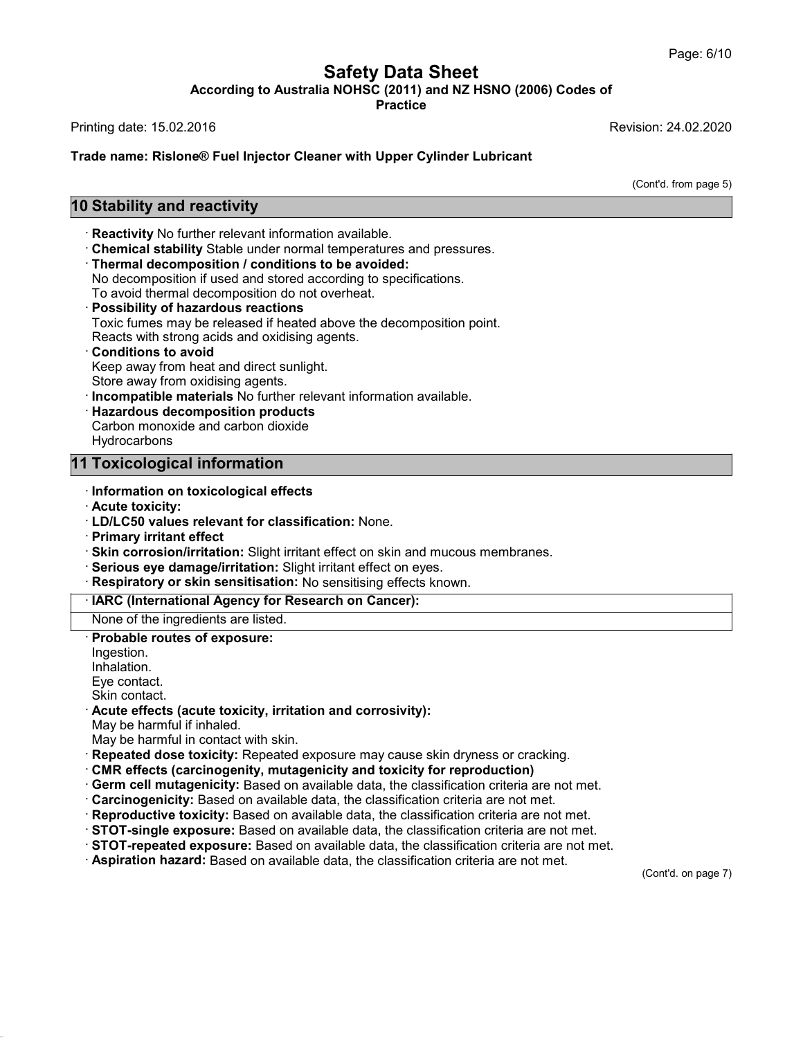## 10 Stability and reactivity

· **Reactivity** No further relevant information available.
· **Chemical stability** Stable under normal temperatures and pressures.
· **Thermal decomposition / conditions to be avoided:**
No decomposition if used and stored according to specifications.
To avoid thermal decomposition do not overheat.
· **Possibility of hazardous reactions**
Toxic fumes may be released if heated above the decomposition point.
Reacts with strong acids and oxidising agents.
· **Conditions to avoid**
Keep away from heat and direct sunlight.
Store away from oxidising agents.
· **Incompatible materials** No further relevant information available.
· **Hazardous decomposition products**
Carbon monoxide and carbon dioxide
Hydrocarbons

## 11 Toxicological information

· **Information on toxicological effects**
· **Acute toxicity:**
· **LD/LC50 values relevant for classification:** None.
· **Primary irritant effect**
· **Skin corrosion/irritation:** Slight irritant effect on skin and mucous membranes.
· **Serious eye damage/irritation:** Slight irritant effect on eyes.
· **Respiratory or skin sensitisation:** No sensitising effects known.

| · IARC (International Agency for Research on Cancer): |
|---|
| None of the ingredients are listed. |

· **Probable routes of exposure:**
Ingestion.
Inhalation.
Eye contact.
Skin contact.
· **Acute effects (acute toxicity, irritation and corrosivity):**
May be harmful if inhaled.
May be harmful in contact with skin.
· **Repeated dose toxicity:** Repeated exposure may cause skin dryness or cracking.
· **CMR effects (carcinogenity, mutagenicity and toxicity for reproduction)**
· **Germ cell mutagenicity:** Based on available data, the classification criteria are not met.
· **Carcinogenicity:** Based on available data, the classification criteria are not met.
· **Reproductive toxicity:** Based on available data, the classification criteria are not met.
· **STOT-single exposure:** Based on available data, the classification criteria are not met.
· **STOT-repeated exposure:** Based on available data, the classification criteria are not met.
· **Aspiration hazard:** Based on available data, the classification criteria are not met.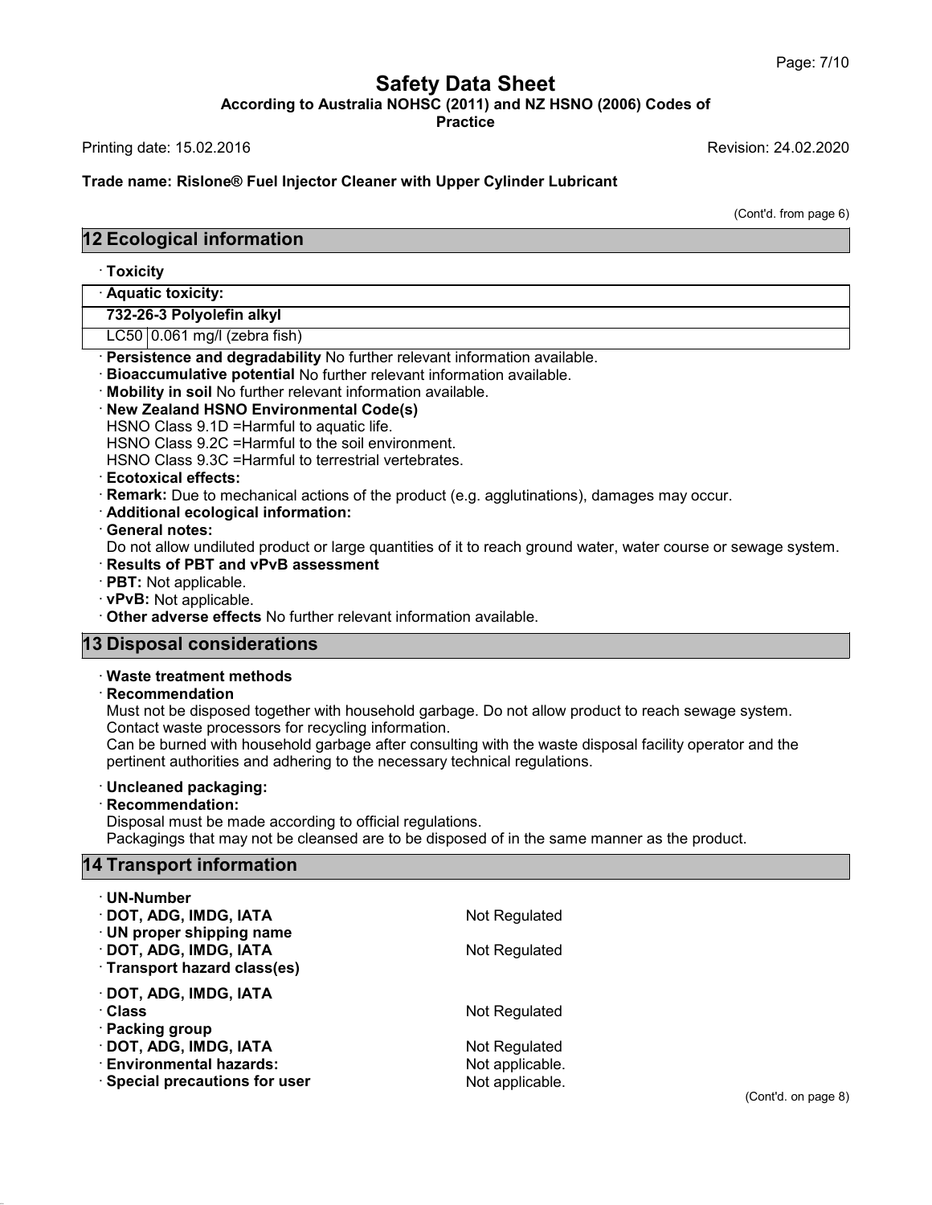(Cont'd. from page 6)

## 12 Ecological information

· **Toxicity**

| · **Aquatic toxicity:** | |
|---|---|
| **732-26-3 Polyolefin alkyl** | |
| LC50 | 0.061 mg/l (zebra fish) |

· **Persistence and degradability** No further relevant information available.
· **Bioaccumulative potential** No further relevant information available.
· **Mobility in soil** No further relevant information available.
· **New Zealand HSNO Environmental Code(s)**
HSNO Class 9.1D =Harmful to aquatic life.
HSNO Class 9.2C =Harmful to the soil environment.
HSNO Class 9.3C =Harmful to terrestrial vertebrates.
· **Ecotoxical effects:**
· **Remark:** Due to mechanical actions of the product (e.g. agglutinations), damages may occur.
· **Additional ecological information:**
· **General notes:**
Do not allow undiluted product or large quantities of it to reach ground water, water course or sewage system.
· **Results of PBT and vPvB assessment**
· **PBT:** Not applicable.
· **vPvB:** Not applicable.
· **Other adverse effects** No further relevant information available.

## 13 Disposal considerations

· **Waste treatment methods**
· **Recommendation**
Must not be disposed together with household garbage. Do not allow product to reach sewage system.
Contact waste processors for recycling information.
Can be burned with household garbage after consulting with the waste disposal facility operator and the pertinent authorities and adhering to the necessary technical regulations.

· **Uncleaned packaging:**
· **Recommendation:**
Disposal must be made according to official regulations.
Packagings that may not be cleansed are to be disposed of in the same manner as the product.

## 14 Transport information

· **UN-Number**
· **DOT, ADG, IMDG, IATA** Not Regulated
· **UN proper shipping name**
· **DOT, ADG, IMDG, IATA** Not Regulated
· **Transport hazard class(es)**

· **DOT, ADG, IMDG, IATA**
· **Class** Not Regulated
· **Packing group**
· **DOT, ADG, IMDG, IATA** Not Regulated
· **Environmental hazards:** Not applicable.
· **Special precautions for user** Not applicable.

(Cont'd. on page 8)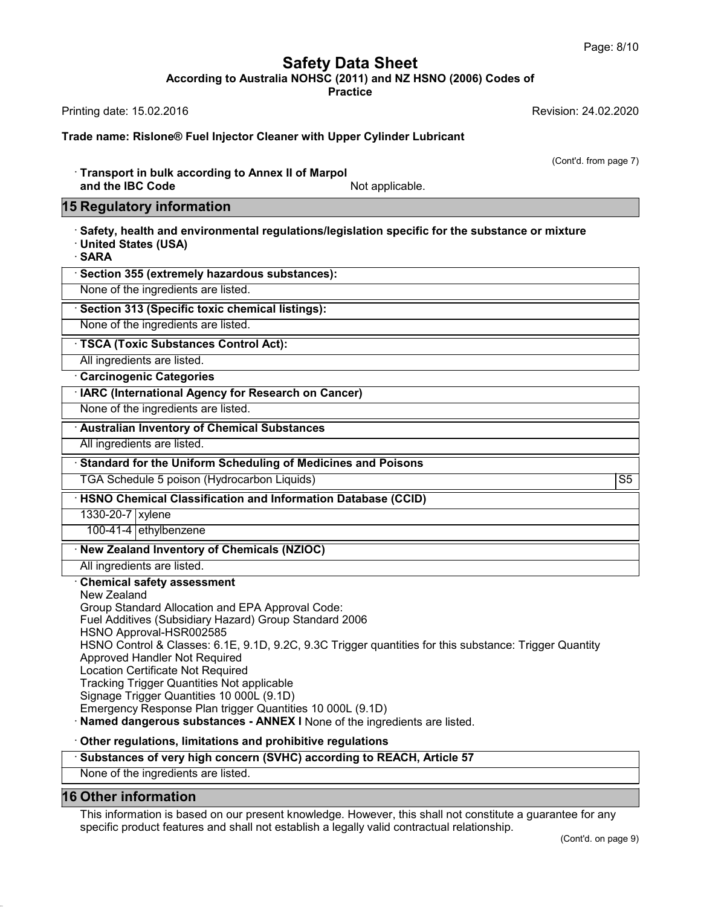# Safety Data Sheet

**According to Australia NOHSC (2011) and NZ HSNO (2006) Codes of Practice**

Printing date: 15.02.2016 Revision: 24.02.2020

**Trade name: Rislone® Fuel Injector Cleaner with Upper Cylinder Lubricant**

(Cont'd. from page 7)

· **Transport in bulk according to Annex II of Marpol and the IBC Code** Not applicable.

## 15 Regulatory information

· **Safety, health and environmental regulations/legislation specific for the substance or mixture**
· **United States (USA)**
· **SARA**

| · **Section 355 (extremely hazardous substances):** |
|---|
| None of the ingredients are listed. |

| · **Section 313 (Specific toxic chemical listings):** |
|---|
| None of the ingredients are listed. |

| · **TSCA (Toxic Substances Control Act):** |
|---|
| All ingredients are listed. |

· **Carcinogenic Categories**

| · **IARC (International Agency for Research on Cancer)** |
|---|
| None of the ingredients are listed. |

| · **Australian Inventory of Chemical Substances** |
|---|
| All ingredients are listed. |

| · **Standard for the Uniform Scheduling of Medicines and Poisons** | |
|---|---|
| TGA Schedule 5 poison (Hydrocarbon Liquids) | S5 |

| · **HSNO Chemical Classification and Information Database (CCID)** | |
|---|---|
| 1330-20-7 | xylene |
| 100-41-4 | ethylbenzene |

| · **New Zealand Inventory of Chemicals (NZIOC)** |
|---|
| All ingredients are listed. |

· **Chemical safety assessment**
New Zealand
Group Standard Allocation and EPA Approval Code:
Fuel Additives (Subsidiary Hazard) Group Standard 2006
HSNO Approval-HSR002585
HSNO Control & Classes: 6.1E, 9.1D, 9.2C, 9.3C Trigger quantities for this substance: Trigger Quantity
Approved Handler Not Required
Location Certificate Not Required
Tracking Trigger Quantities Not applicable
Signage Trigger Quantities 10 000L (9.1D)
Emergency Response Plan trigger Quantities 10 000L (9.1D)
· **Named dangerous substances - ANNEX I** None of the ingredients are listed.

· **Other regulations, limitations and prohibitive regulations**

| · **Substances of very high concern (SVHC) according to REACH, Article 57** |
|---|
| None of the ingredients are listed. |

## 16 Other information

This information is based on our present knowledge. However, this shall not constitute a guarantee for any specific product features and shall not establish a legally valid contractual relationship.

(Cont'd. on page 9)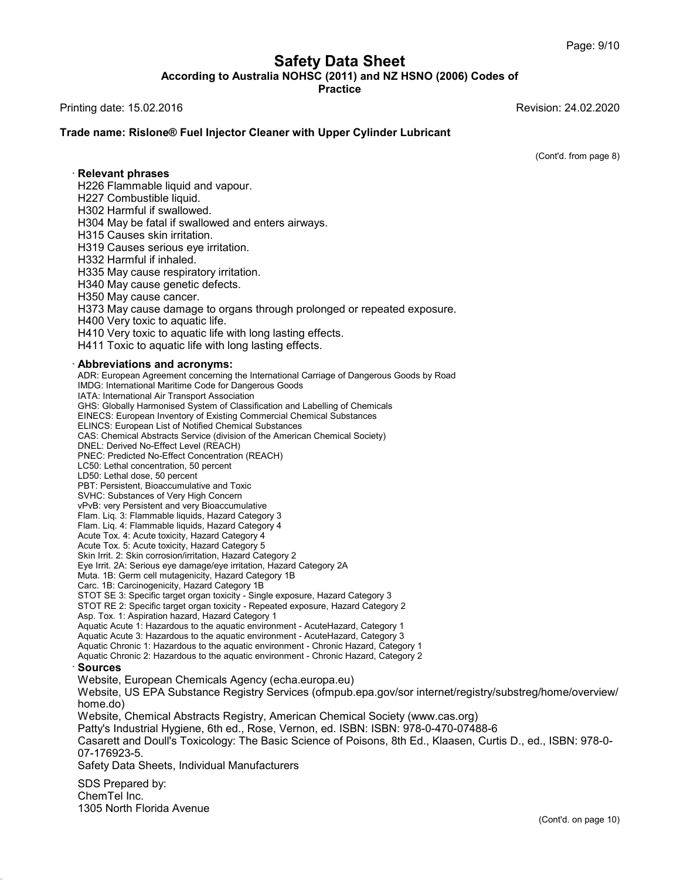(Cont'd. from page 8)

· **Relevant phrases**

H226 Flammable liquid and vapour.
H227 Combustible liquid.
H302 Harmful if swallowed.
H304 May be fatal if swallowed and enters airways.
H315 Causes skin irritation.
H319 Causes serious eye irritation.
H332 Harmful if inhaled.
H335 May cause respiratory irritation.
H340 May cause genetic defects.
H350 May cause cancer.
H373 May cause damage to organs through prolonged or repeated exposure.
H400 Very toxic to aquatic life.
H410 Very toxic to aquatic life with long lasting effects.
H411 Toxic to aquatic life with long lasting effects.

· **Abbreviations and acronyms:**

ADR: European Agreement concerning the International Carriage of Dangerous Goods by Road
IMDG: International Maritime Code for Dangerous Goods
IATA: International Air Transport Association
GHS: Globally Harmonised System of Classification and Labelling of Chemicals
EINECS: European Inventory of Existing Commercial Chemical Substances
ELINCS: European List of Notified Chemical Substances
CAS: Chemical Abstracts Service (division of the American Chemical Society)
DNEL: Derived No-Effect Level (REACH)
PNEC: Predicted No-Effect Concentration (REACH)
LC50: Lethal concentration, 50 percent
LD50: Lethal dose, 50 percent
PBT: Persistent, Bioaccumulative and Toxic
SVHC: Substances of Very High Concern
vPvB: very Persistent and very Bioaccumulative
Flam. Liq. 3: Flammable liquids, Hazard Category 3
Flam. Liq. 4: Flammable liquids, Hazard Category 4
Acute Tox. 4: Acute toxicity, Hazard Category 4
Acute Tox. 5: Acute toxicity, Hazard Category 5
Skin Irrit. 2: Skin corrosion/irritation, Hazard Category 2
Eye Irrit. 2A: Serious eye damage/eye irritation, Hazard Category 2A
Muta. 1B: Germ cell mutagenicity, Hazard Category 1B
Carc. 1B: Carcinogenicity, Hazard Category 1B
STOT SE 3: Specific target organ toxicity - Single exposure, Hazard Category 3
STOT RE 2: Specific target organ toxicity - Repeated exposure, Hazard Category 2
Asp. Tox. 1: Aspiration hazard, Hazard Category 1
Aquatic Acute 1: Hazardous to the aquatic environment - AcuteHazard, Category 1
Aquatic Acute 3: Hazardous to the aquatic environment - AcuteHazard, Category 3
Aquatic Chronic 1: Hazardous to the aquatic environment - Chronic Hazard, Category 1
Aquatic Chronic 2: Hazardous to the aquatic environment - Chronic Hazard, Category 2

· **Sources**

Website, European Chemicals Agency (echa.europa.eu)
Website, US EPA Substance Registry Services (ofmpub.epa.gov/sor internet/registry/substreg/home/overview/home.do)
Website, Chemical Abstracts Registry, American Chemical Society (www.cas.org)
Patty's Industrial Hygiene, 6th ed., Rose, Vernon, ed. ISBN: ISBN: 978-0-470-07488-6
Casarett and Doull's Toxicology: The Basic Science of Poisons, 8th Ed., Klaasen, Curtis D., ed., ISBN: 978-0-07-176923-5.
Safety Data Sheets, Individual Manufacturers

SDS Prepared by:
ChemTel Inc.
1305 North Florida Avenue

(Cont'd. on page 10)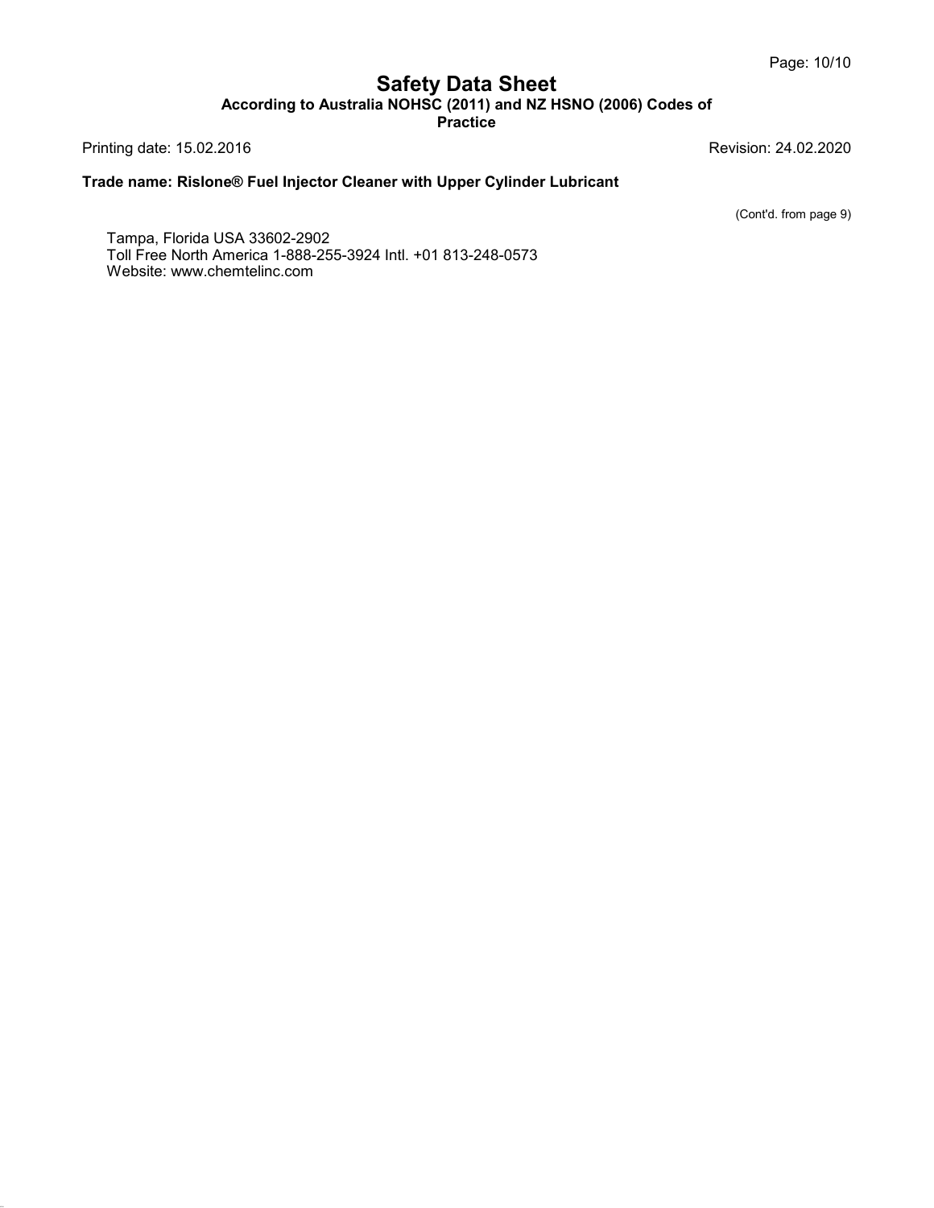(Cont'd. from page 9)

Tampa, Florida USA 33602-2902
Toll Free North America 1-888-255-3924 Intl. +01 813-248-0573
Website: www.chemtelinc.com